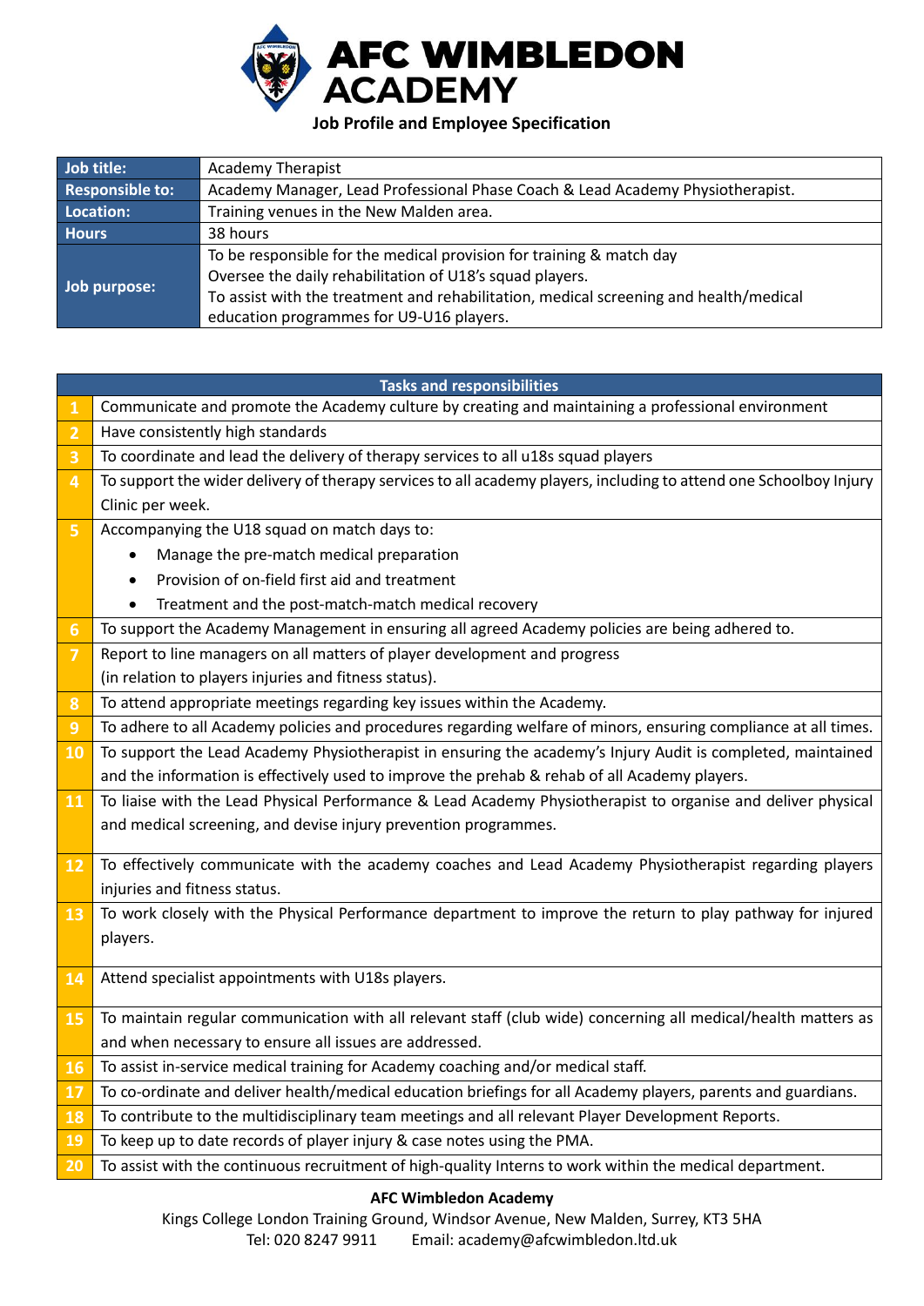# AFC WIMBLEDON ACADEMY

## Job Profile and Employee Specification

| **Job title:** | Academy Therapist |
|---|---|
| **Responsible to:** | Academy Manager, Lead Professional Phase Coach & Lead Academy Physiotherapist. |
| **Location:** | Training venues in the New Malden area. |
| **Hours** | 38 hours |
| **Job purpose:** | To be responsible for the medical provision for training & match day<br>Oversee the daily rehabilitation of U18's squad players.<br>To assist with the treatment and rehabilitation, medical screening and health/medical education programmes for U9-U16 players. |

| | **Tasks and responsibilities** |
|---|---|
| 1 | Communicate and promote the Academy culture by creating and maintaining a professional environment |
| 2 | Have consistently high standards |
| 3 | To coordinate and lead the delivery of therapy services to all u18s squad players |
| 4 | To support the wider delivery of therapy services to all academy players, including to attend one Schoolboy Injury Clinic per week. |
| 5 | Accompanying the U18 squad on match days to:<br>• Manage the pre-match medical preparation<br>• Provision of on-field first aid and treatment<br>• Treatment and the post-match-match medical recovery |
| 6 | To support the Academy Management in ensuring all agreed Academy policies are being adhered to. |
| 7 | Report to line managers on all matters of player development and progress<br>(in relation to players injuries and fitness status). |
| 8 | To attend appropriate meetings regarding key issues within the Academy. |
| 9 | To adhere to all Academy policies and procedures regarding welfare of minors, ensuring compliance at all times. |
| 10 | To support the Lead Academy Physiotherapist in ensuring the academy's Injury Audit is completed, maintained and the information is effectively used to improve the prehab & rehab of all Academy players. |
| 11 | To liaise with the Lead Physical Performance & Lead Academy Physiotherapist to organise and deliver physical and medical screening, and devise injury prevention programmes. |
| 12 | To effectively communicate with the academy coaches and Lead Academy Physiotherapist regarding players injuries and fitness status. |
| 13 | To work closely with the Physical Performance department to improve the return to play pathway for injured players. |
| 14 | Attend specialist appointments with U18s players. |
| 15 | To maintain regular communication with all relevant staff (club wide) concerning all medical/health matters as and when necessary to ensure all issues are addressed. |
| 16 | To assist in-service medical training for Academy coaching and/or medical staff. |
| 17 | To co-ordinate and deliver health/medical education briefings for all Academy players, parents and guardians. |
| 18 | To contribute to the multidisciplinary team meetings and all relevant Player Development Reports. |
| 19 | To keep up to date records of player injury & case notes using the PMA. |
| 20 | To assist with the continuous recruitment of high-quality Interns to work within the medical department. |

**AFC Wimbledon Academy**
Kings College London Training Ground, Windsor Avenue, New Malden, Surrey, KT3 5HA
Tel: 020 8247 9911 Email: academy@afcwimbledon.ltd.uk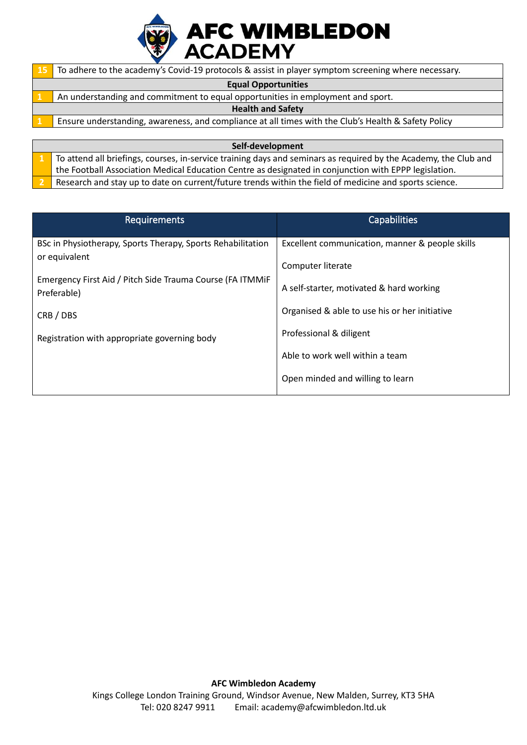| | |
|---|---|
| 15 | To adhere to the academy's Covid-19 protocols & assist in player symptom screening where necessary. |
| **Equal Opportunities** | |
| 1 | An understanding and commitment to equal opportunities in employment and sport. |
| **Health and Safety** | |
| 1 | Ensure understanding, awareness, and compliance at all times with the Club's Health & Safety Policy |

| **Self-development** | |
|---|---|
| 1 | To attend all briefings, courses, in-service training days and seminars as required by the Academy, the Club and the Football Association Medical Education Centre as designated in conjunction with EPPP legislation. |
| 2 | Research and stay up to date on current/future trends within the field of medicine and sports science. |

| Requirements | Capabilities |
|---|---|
| BSc in Physiotherapy, Sports Therapy, Sports Rehabilitation or equivalent | Excellent communication, manner & people skills |
| Emergency First Aid / Pitch Side Trauma Course (FA ITMMiF Preferable) | Computer literate |
| CRB / DBS | A self-starter, motivated & hard working |
| Registration with appropriate governing body | Organised & able to use his or her initiative |
| | Professional & diligent |
| | Able to work well within a team |
| | Open minded and willing to learn |

**AFC Wimbledon Academy**
Kings College London Training Ground, Windsor Avenue, New Malden, Surrey, KT3 5HA
Tel: 020 8247 9911 Email: academy@afcwimbledon.ltd.uk